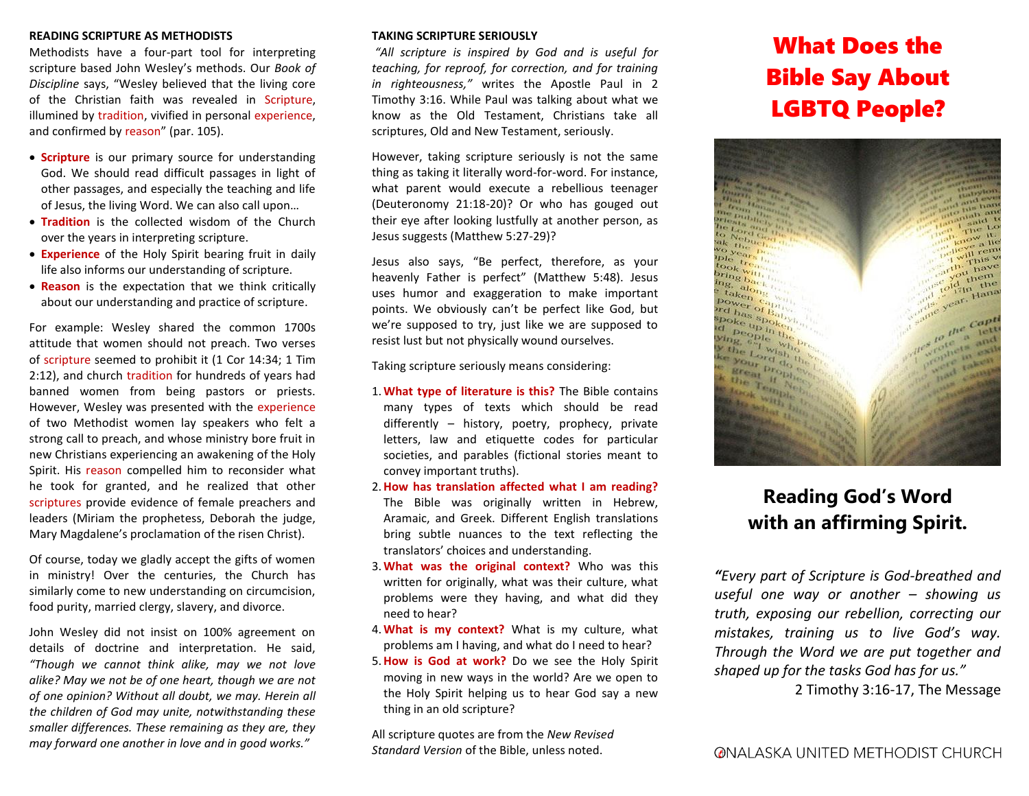## READING SCRIPTURE AS METHODISTS

Methodists have a four-part tool for interpreting scripture based John Wesley's methods. Our *Book of Discipline* says, "Wesley believed that the living core of the Christian faith was revealed in Scripture, illumined by tradition, vivified in personal experience, and confirmed by reason" (par. 105).

- **Scripture** is our primary source for understanding God. We should read difficult passages in light of other passages, and especially the teaching and life of Jesus, the living Word. We can also call upon…
- **Tradition** is the collected wisdom of the Church over the years in interpreting scripture.
- **Experience** of the Holy Spirit bearing fruit in daily life also informs our understanding of scripture.
- **Reason** is the expectation that we think critically about our understanding and practice of scripture.

For example: Wesley shared the common 1700s attitude that women should not preach. Two verses of scripture seemed to prohibit it (1 Cor 14:34; 1 Tim 2:12), and church tradition for hundreds of years had banned women from being pastors or priests. However, Wesley was presented with the experience of two Methodist women lay speakers who felt a strong call to preach, and whose ministry bore fruit in new Christians experiencing an awakening of the Holy Spirit. His reason compelled him to reconsider what he took for granted, and he realized that other scriptures provide evidence of female preachers and leaders (Miriam the prophetess, Deborah the judge, Mary Magdalene's proclamation of the risen Christ).

Of course, today we gladly accept the gifts of women in ministry! Over the centuries, the Church has similarly come to new understanding on circumcision, food purity, married clergy, slavery, and divorce.

John Wesley did not insist on 100% agreement on details of doctrine and interpretation. He said, *"Though we cannot think alike, may we not love alike? May we not be of one heart, though we are not of one opinion? Without all doubt, we may. Herein all the children of God may unite, notwithstanding these smaller differences. These remaining as they are, they may forward one another in love and in good works."*

## TAKING SCRIPTURE SERIOUSLY

*"All scripture is inspired by God and is useful for teaching, for reproof, for correction, and for training in righteousness,"* writes the Apostle Paul in 2 Timothy 3:16. While Paul was talking about what we know as the Old Testament, Christians take all scriptures, Old and New Testament, seriously.

However, taking scripture seriously is not the same thing as taking it literally word-for-word. For instance, what parent would execute a rebellious teenager (Deuteronomy 21:18-20)? Or who has gouged out their eye after looking lustfully at another person, as Jesus suggests (Matthew 5:27-29)?

Jesus also says, "Be perfect, therefore, as your heavenly Father is perfect" (Matthew 5:48). Jesus uses humor and exaggeration to make important points. We obviously can't be perfect like God, but we're supposed to try, just like we are supposed to resist lust but not physically wound ourselves.

Taking scripture seriously means considering:

1. **What type of literature is this?** The Bible contains many types of texts which should be read differently – history, poetry, prophecy, private letters, law and etiquette codes for particular societies, and parables (fictional stories meant to convey important truths).
2. **How has translation affected what I am reading?** The Bible was originally written in Hebrew, Aramaic, and Greek. Different English translations bring subtle nuances to the text reflecting the translators' choices and understanding.
3. **What was the original context?** Who was this written for originally, what was their culture, what problems were they having, and what did they need to hear?
4. **What is my context?** What is my culture, what problems am I having, and what do I need to hear?
5. **How is God at work?** Do we see the Holy Spirit moving in new ways in the world? Are we open to the Holy Spirit helping us to hear God say a new thing in an old scripture?

All scripture quotes are from the *New Revised Standard Version* of the Bible, unless noted.

# What Does the Bible Say About LGBTQ People?

## Reading God's Word with an affirming Spirit.

***"****Every part of Scripture is God-breathed and useful one way or another – showing us truth, exposing our rebellion, correcting our mistakes, training us to live God's way. Through the Word we are put together and shaped up for the tasks God has for us."*

2 Timothy 3:16-17, The Message

ONALASKA UNITED METHODIST CHURCH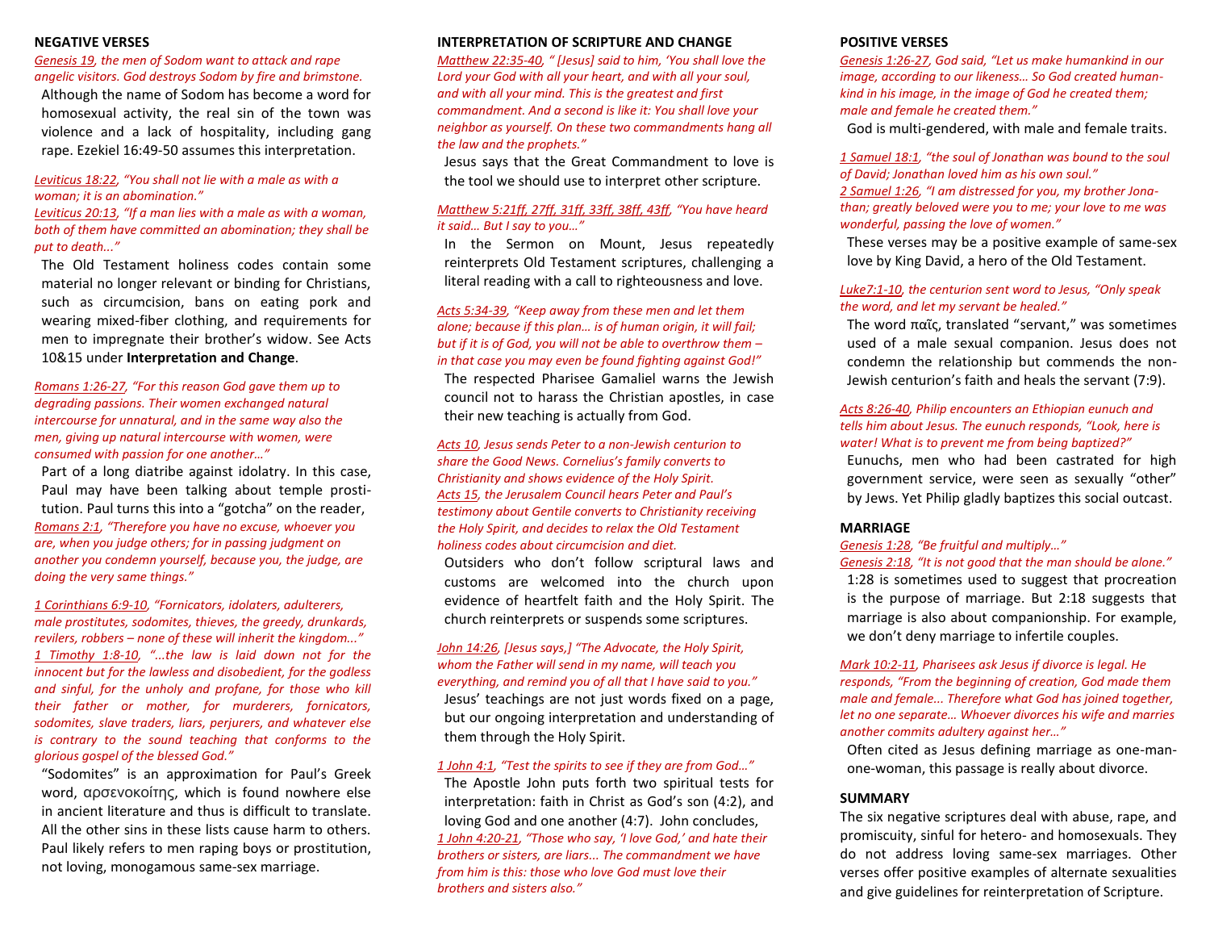## NEGATIVE VERSES

*Genesis 19, the men of Sodom want to attack and rape angelic visitors. God destroys Sodom by fire and brimstone.*

Although the name of Sodom has become a word for homosexual activity, the real sin of the town was violence and a lack of hospitality, including gang rape. Ezekiel 16:49-50 assumes this interpretation.

*Leviticus 18:22, "You shall not lie with a male as with a woman; it is an abomination."*
*Leviticus 20:13, "If a man lies with a male as with a woman, both of them have committed an abomination; they shall be put to death..."*

The Old Testament holiness codes contain some material no longer relevant or binding for Christians, such as circumcision, bans on eating pork and wearing mixed-fiber clothing, and requirements for men to impregnate their brother's widow. See Acts 10&15 under **Interpretation and Change**.

*Romans 1:26-27, "For this reason God gave them up to degrading passions. Their women exchanged natural intercourse for unnatural, and in the same way also the men, giving up natural intercourse with women, were consumed with passion for one another..."*

Part of a long diatribe against idolatry. In this case, Paul may have been talking about temple prostitution. Paul turns this into a "gotcha" on the reader,
*Romans 2:1, "Therefore you have no excuse, whoever you are, when you judge others; for in passing judgment on another you condemn yourself, because you, the judge, are doing the very same things."*

*1 Corinthians 6:9-10, "Fornicators, idolaters, adulterers, male prostitutes, sodomites, thieves, the greedy, drunkards, revilers, robbers – none of these will inherit the kingdom..."*
*1 Timothy 1:8-10, "...the law is laid down not for the innocent but for the lawless and disobedient, for the godless and sinful, for the unholy and profane, for those who kill their father or mother, for murderers, fornicators, sodomites, slave traders, liars, perjurers, and whatever else is contrary to the sound teaching that conforms to the glorious gospel of the blessed God."*

"Sodomites" is an approximation for Paul's Greek word, αρσενοκοίτης, which is found nowhere else in ancient literature and thus is difficult to translate. All the other sins in these lists cause harm to others. Paul likely refers to men raping boys or prostitution, not loving, monogamous same-sex marriage.

## INTERPRETATION OF SCRIPTURE AND CHANGE

*Matthew 22:35-40, " [Jesus] said to him, 'You shall love the Lord your God with all your heart, and with all your soul, and with all your mind. This is the greatest and first commandment. And a second is like it: You shall love your neighbor as yourself. On these two commandments hang all the law and the prophets."*

Jesus says that the Great Commandment to love is the tool we should use to interpret other scripture.

*Matthew 5:21ff, 27ff, 31ff, 33ff, 38ff, 43ff, "You have heard it said... But I say to you..."*

In the Sermon on Mount, Jesus repeatedly reinterprets Old Testament scriptures, challenging a literal reading with a call to righteousness and love.

*Acts 5:34-39, "Keep away from these men and let them alone; because if this plan... is of human origin, it will fail; but if it is of God, you will not be able to overthrow them – in that case you may even be found fighting against God!"*

The respected Pharisee Gamaliel warns the Jewish council not to harass the Christian apostles, in case their new teaching is actually from God.

*Acts 10, Jesus sends Peter to a non-Jewish centurion to share the Good News. Cornelius's family converts to Christianity and shows evidence of the Holy Spirit.*
*Acts 15, the Jerusalem Council hears Peter and Paul's testimony about Gentile converts to Christianity receiving the Holy Spirit, and decides to relax the Old Testament holiness codes about circumcision and diet.*

Outsiders who don't follow scriptural laws and customs are welcomed into the church upon evidence of heartfelt faith and the Holy Spirit. The church reinterprets or suspends some scriptures.

*John 14:26, [Jesus says,] "The Advocate, the Holy Spirit, whom the Father will send in my name, will teach you everything, and remind you of all that I have said to you."*

Jesus' teachings are not just words fixed on a page, but our ongoing interpretation and understanding of them through the Holy Spirit.

*1 John 4:1, "Test the spirits to see if they are from God..."*

The Apostle John puts forth two spiritual tests for interpretation: faith in Christ as God's son (4:2), and loving God and one another (4:7). John concludes,
*1 John 4:20-21, "Those who say, 'I love God,' and hate their brothers or sisters, are liars... The commandment we have from him is this: those who love God must love their brothers and sisters also."*

## POSITIVE VERSES

*Genesis 1:26-27, God said, "Let us make humankind in our image, according to our likeness... So God created humankind in his image, in the image of God he created them; male and female he created them."*

God is multi-gendered, with male and female traits.

*1 Samuel 18:1, "the soul of Jonathan was bound to the soul of David; Jonathan loved him as his own soul."*
*2 Samuel 1:26, "I am distressed for you, my brother Jonathan; greatly beloved were you to me; your love to me was wonderful, passing the love of women."*

These verses may be a positive example of same-sex love by King David, a hero of the Old Testament.

*Luke7:1-10, the centurion sent word to Jesus, "Only speak the word, and let my servant be healed."*

The word παῖς, translated "servant," was sometimes used of a male sexual companion. Jesus does not condemn the relationship but commends the non-Jewish centurion's faith and heals the servant (7:9).

*Acts 8:26-40, Philip encounters an Ethiopian eunuch and tells him about Jesus. The eunuch responds, "Look, here is water! What is to prevent me from being baptized?"*

Eunuchs, men who had been castrated for high government service, were seen as sexually "other" by Jews. Yet Philip gladly baptizes this social outcast.

## MARRIAGE

*Genesis 1:28, "Be fruitful and multiply..."*
*Genesis 2:18, "It is not good that the man should be alone."*

1:28 is sometimes used to suggest that procreation is the purpose of marriage. But 2:18 suggests that marriage is also about companionship. For example, we don't deny marriage to infertile couples.

*Mark 10:2-11, Pharisees ask Jesus if divorce is legal. He responds, "From the beginning of creation, God made them male and female... Therefore what God has joined together, let no one separate... Whoever divorces his wife and marries another commits adultery against her..."*

Often cited as Jesus defining marriage as one-man-one-woman, this passage is really about divorce.

## SUMMARY

The six negative scriptures deal with abuse, rape, and promiscuity, sinful for hetero- and homosexuals. They do not address loving same-sex marriages. Other verses offer positive examples of alternate sexualities and give guidelines for reinterpretation of Scripture.